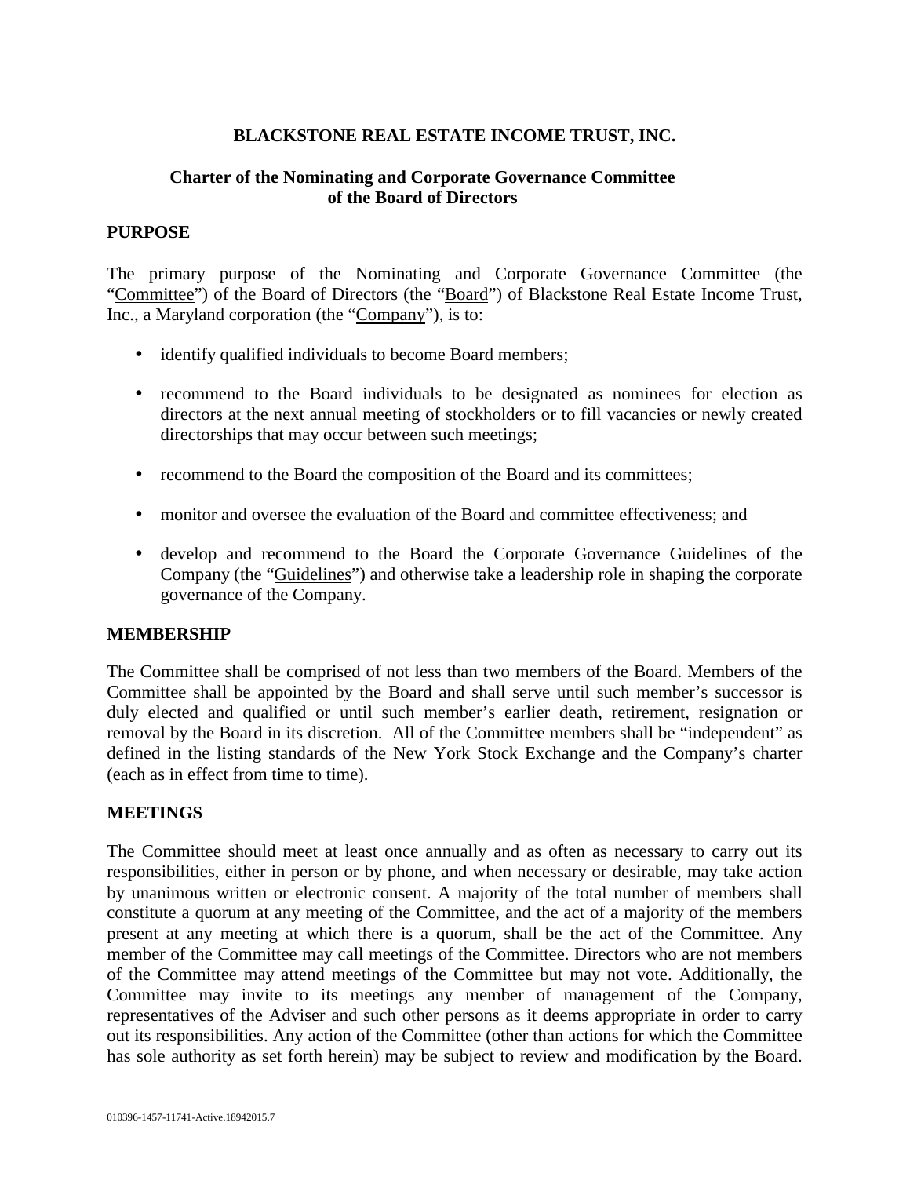**BLACKSTONE REAL ESTATE INCOME TRUST, INC.**

**Charter of the Nominating and Corporate Governance Committee of the Board of Directors**

**PURPOSE**

The primary purpose of the Nominating and Corporate Governance Committee (the "Committee") of the Board of Directors (the "Board") of Blackstone Real Estate Income Trust, Inc., a Maryland corporation (the "Company"), is to:

- identify qualified individuals to become Board members;
- recommend to the Board individuals to be designated as nominees for election as directors at the next annual meeting of stockholders or to fill vacancies or newly created directorships that may occur between such meetings;
- recommend to the Board the composition of the Board and its committees;
- monitor and oversee the evaluation of the Board and committee effectiveness; and
- develop and recommend to the Board the Corporate Governance Guidelines of the Company (the "Guidelines") and otherwise take a leadership role in shaping the corporate governance of the Company.

**MEMBERSHIP**

The Committee shall be comprised of not less than two members of the Board. Members of the Committee shall be appointed by the Board and shall serve until such member's successor is duly elected and qualified or until such member's earlier death, retirement, resignation or removal by the Board in its discretion. All of the Committee members shall be "independent" as defined in the listing standards of the New York Stock Exchange and the Company's charter (each as in effect from time to time).

**MEETINGS**

The Committee should meet at least once annually and as often as necessary to carry out its responsibilities, either in person or by phone, and when necessary or desirable, may take action by unanimous written or electronic consent. A majority of the total number of members shall constitute a quorum at any meeting of the Committee, and the act of a majority of the members present at any meeting at which there is a quorum, shall be the act of the Committee. Any member of the Committee may call meetings of the Committee. Directors who are not members of the Committee may attend meetings of the Committee but may not vote. Additionally, the Committee may invite to its meetings any member of management of the Company, representatives of the Adviser and such other persons as it deems appropriate in order to carry out its responsibilities. Any action of the Committee (other than actions for which the Committee has sole authority as set forth herein) may be subject to review and modification by the Board.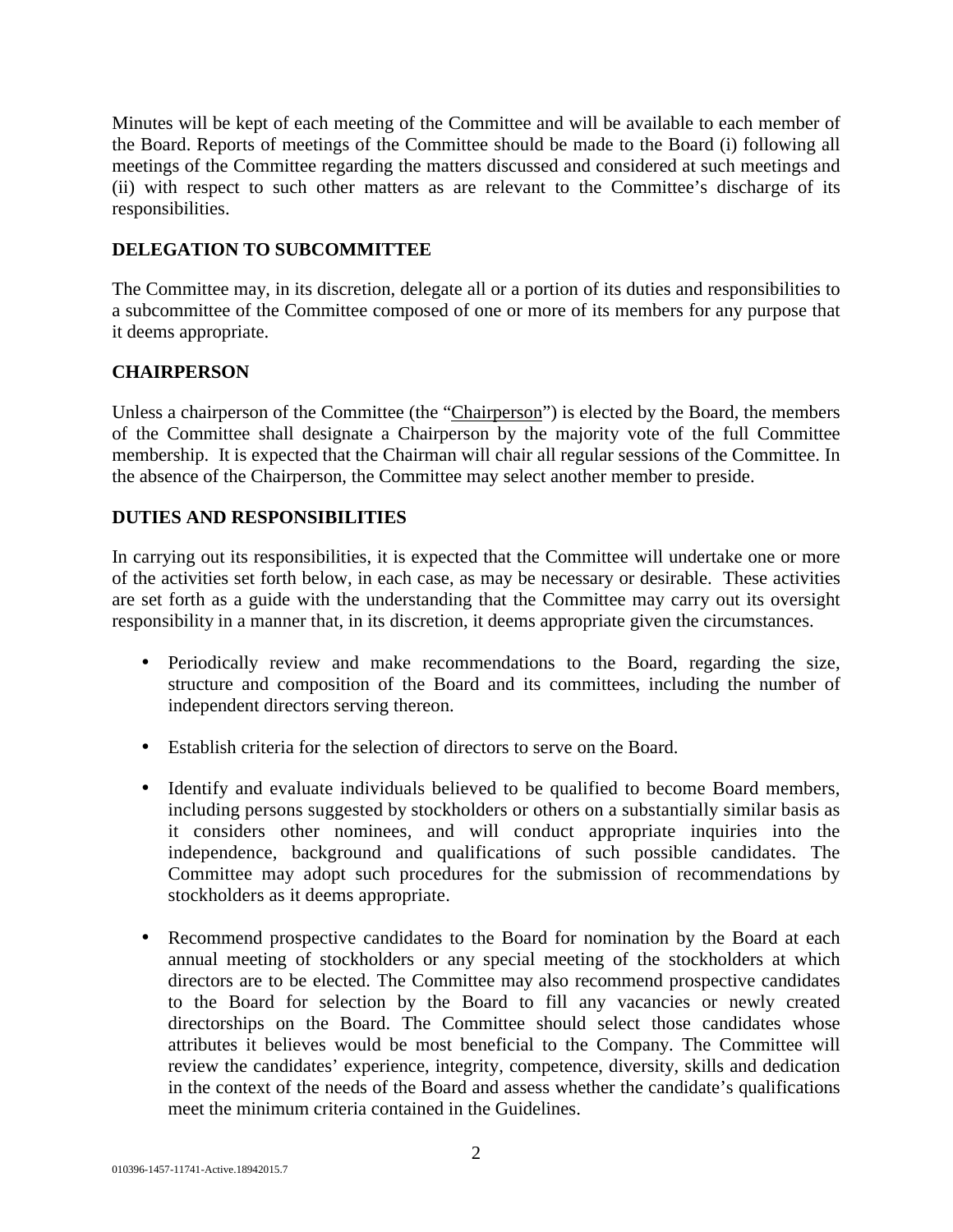Minutes will be kept of each meeting of the Committee and will be available to each member of the Board. Reports of meetings of the Committee should be made to the Board (i) following all meetings of the Committee regarding the matters discussed and considered at such meetings and (ii) with respect to such other matters as are relevant to the Committee's discharge of its responsibilities.

**DELEGATION TO SUBCOMMITTEE**

The Committee may, in its discretion, delegate all or a portion of its duties and responsibilities to a subcommittee of the Committee composed of one or more of its members for any purpose that it deems appropriate.

**CHAIRPERSON**

Unless a chairperson of the Committee (the "Chairperson") is elected by the Board, the members of the Committee shall designate a Chairperson by the majority vote of the full Committee membership. It is expected that the Chairman will chair all regular sessions of the Committee. In the absence of the Chairperson, the Committee may select another member to preside.

**DUTIES AND RESPONSIBILITIES**

In carrying out its responsibilities, it is expected that the Committee will undertake one or more of the activities set forth below, in each case, as may be necessary or desirable. These activities are set forth as a guide with the understanding that the Committee may carry out its oversight responsibility in a manner that, in its discretion, it deems appropriate given the circumstances.

- Periodically review and make recommendations to the Board, regarding the size, structure and composition of the Board and its committees, including the number of independent directors serving thereon.

- Establish criteria for the selection of directors to serve on the Board.

- Identify and evaluate individuals believed to be qualified to become Board members, including persons suggested by stockholders or others on a substantially similar basis as it considers other nominees, and will conduct appropriate inquiries into the independence, background and qualifications of such possible candidates. The Committee may adopt such procedures for the submission of recommendations by stockholders as it deems appropriate.

- Recommend prospective candidates to the Board for nomination by the Board at each annual meeting of stockholders or any special meeting of the stockholders at which directors are to be elected. The Committee may also recommend prospective candidates to the Board for selection by the Board to fill any vacancies or newly created directorships on the Board. The Committee should select those candidates whose attributes it believes would be most beneficial to the Company. The Committee will review the candidates' experience, integrity, competence, diversity, skills and dedication in the context of the needs of the Board and assess whether the candidate's qualifications meet the minimum criteria contained in the Guidelines.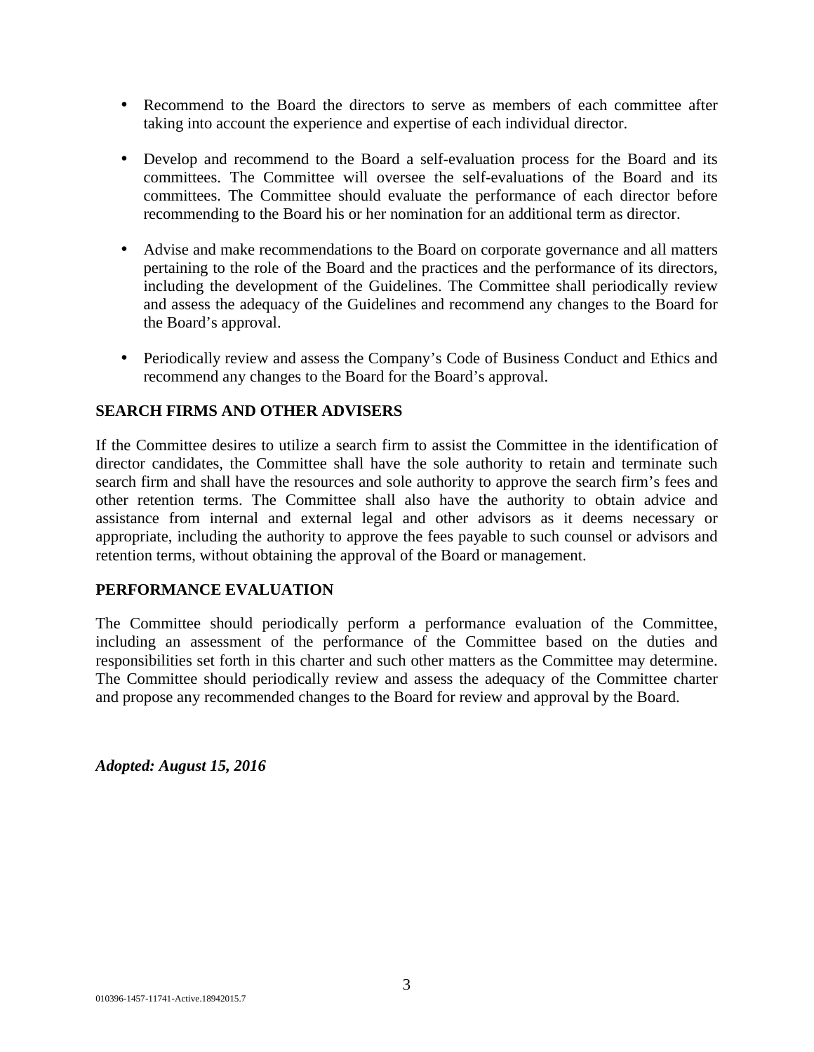- Recommend to the Board the directors to serve as members of each committee after taking into account the experience and expertise of each individual director.

- Develop and recommend to the Board a self-evaluation process for the Board and its committees. The Committee will oversee the self-evaluations of the Board and its committees. The Committee should evaluate the performance of each director before recommending to the Board his or her nomination for an additional term as director.

- Advise and make recommendations to the Board on corporate governance and all matters pertaining to the role of the Board and the practices and the performance of its directors, including the development of the Guidelines. The Committee shall periodically review and assess the adequacy of the Guidelines and recommend any changes to the Board for the Board's approval.

- Periodically review and assess the Company's Code of Business Conduct and Ethics and recommend any changes to the Board for the Board's approval.

## SEARCH FIRMS AND OTHER ADVISERS

If the Committee desires to utilize a search firm to assist the Committee in the identification of director candidates, the Committee shall have the sole authority to retain and terminate such search firm and shall have the resources and sole authority to approve the search firm's fees and other retention terms. The Committee shall also have the authority to obtain advice and assistance from internal and external legal and other advisors as it deems necessary or appropriate, including the authority to approve the fees payable to such counsel or advisors and retention terms, without obtaining the approval of the Board or management.

## PERFORMANCE EVALUATION

The Committee should periodically perform a performance evaluation of the Committee, including an assessment of the performance of the Committee based on the duties and responsibilities set forth in this charter and such other matters as the Committee may determine. The Committee should periodically review and assess the adequacy of the Committee charter and propose any recommended changes to the Board for review and approval by the Board.

***Adopted: August 15, 2016***

010396-1457-11741-Active.18942015.7